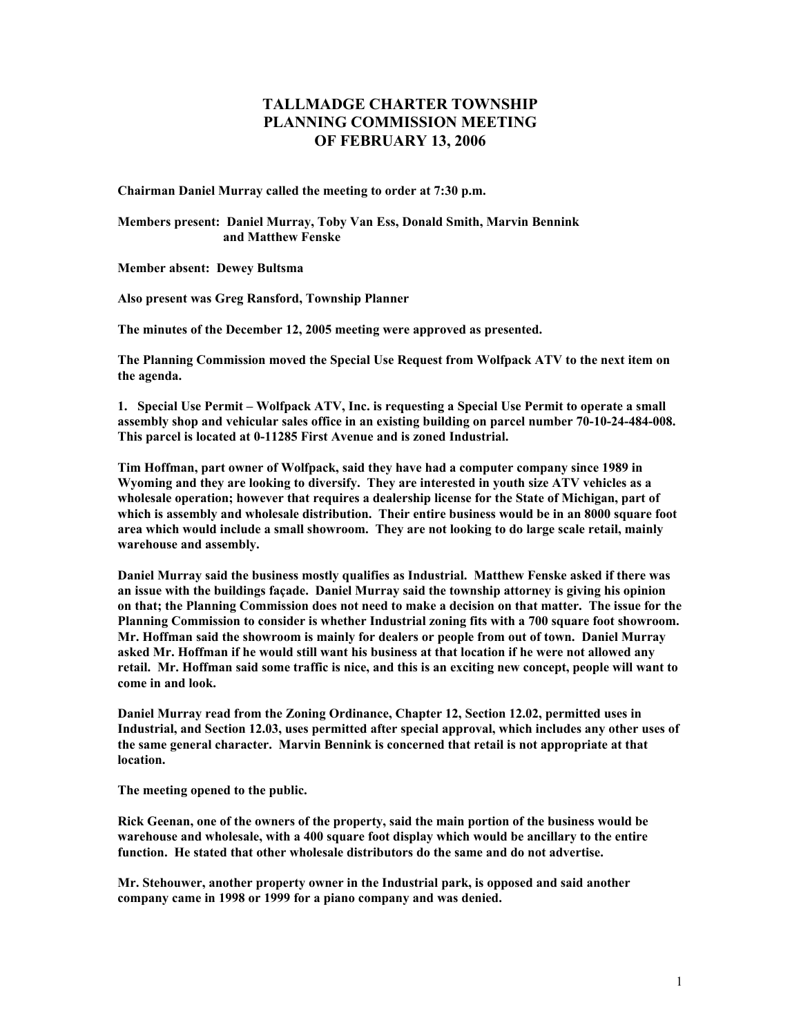# TALLMADGE CHARTER TOWNSHIP
# PLANNING COMMISSION MEETING
# OF FEBRUARY 13, 2006

**Chairman Daniel Murray called the meeting to order at 7:30 p.m.**

**Members present: Daniel Murray, Toby Van Ess, Donald Smith, Marvin Bennink and Matthew Fenske**

**Member absent: Dewey Bultsma**

**Also present was Greg Ransford, Township Planner**

**The minutes of the December 12, 2005 meeting were approved as presented.**

**The Planning Commission moved the Special Use Request from Wolfpack ATV to the next item on the agenda.**

**1. Special Use Permit – Wolfpack ATV, Inc. is requesting a Special Use Permit to operate a small assembly shop and vehicular sales office in an existing building on parcel number 70-10-24-484-008. This parcel is located at 0-11285 First Avenue and is zoned Industrial.**

**Tim Hoffman, part owner of Wolfpack, said they have had a computer company since 1989 in Wyoming and they are looking to diversify. They are interested in youth size ATV vehicles as a wholesale operation; however that requires a dealership license for the State of Michigan, part of which is assembly and wholesale distribution. Their entire business would be in an 8000 square foot area which would include a small showroom. They are not looking to do large scale retail, mainly warehouse and assembly.**

**Daniel Murray said the business mostly qualifies as Industrial. Matthew Fenske asked if there was an issue with the buildings façade. Daniel Murray said the township attorney is giving his opinion on that; the Planning Commission does not need to make a decision on that matter. The issue for the Planning Commission to consider is whether Industrial zoning fits with a 700 square foot showroom. Mr. Hoffman said the showroom is mainly for dealers or people from out of town. Daniel Murray asked Mr. Hoffman if he would still want his business at that location if he were not allowed any retail. Mr. Hoffman said some traffic is nice, and this is an exciting new concept, people will want to come in and look.**

**Daniel Murray read from the Zoning Ordinance, Chapter 12, Section 12.02, permitted uses in Industrial, and Section 12.03, uses permitted after special approval, which includes any other uses of the same general character. Marvin Bennink is concerned that retail is not appropriate at that location.**

**The meeting opened to the public.**

**Rick Geenan, one of the owners of the property, said the main portion of the business would be warehouse and wholesale, with a 400 square foot display which would be ancillary to the entire function. He stated that other wholesale distributors do the same and do not advertise.**

**Mr. Stehouwer, another property owner in the Industrial park, is opposed and said another company came in 1998 or 1999 for a piano company and was denied.**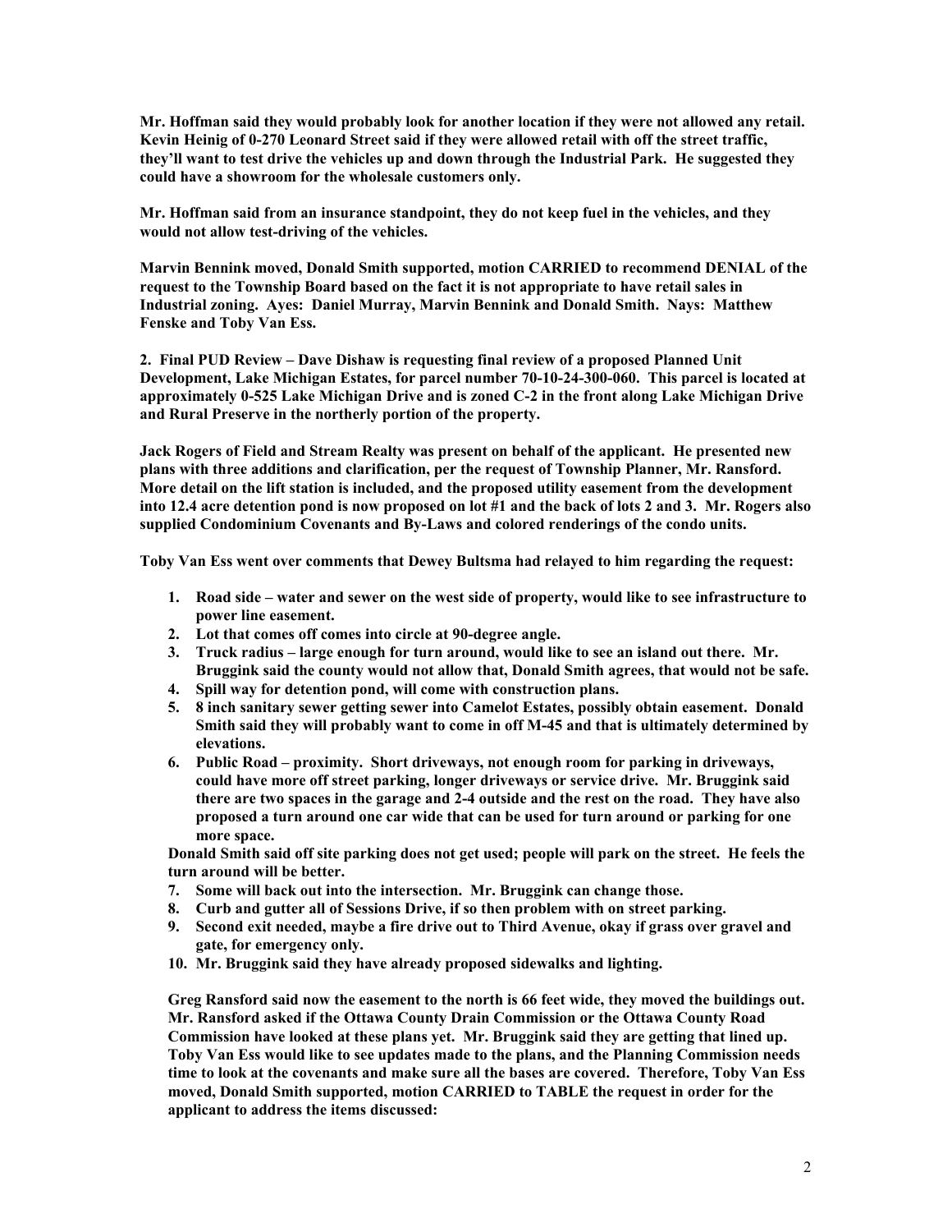**Mr. Hoffman said they would probably look for another location if they were not allowed any retail. Kevin Heinig of 0-270 Leonard Street said if they were allowed retail with off the street traffic, they'll want to test drive the vehicles up and down through the Industrial Park. He suggested they could have a showroom for the wholesale customers only.**

**Mr. Hoffman said from an insurance standpoint, they do not keep fuel in the vehicles, and they would not allow test-driving of the vehicles.**

**Marvin Bennink moved, Donald Smith supported, motion CARRIED to recommend DENIAL of the request to the Township Board based on the fact it is not appropriate to have retail sales in Industrial zoning. Ayes: Daniel Murray, Marvin Bennink and Donald Smith. Nays: Matthew Fenske and Toby Van Ess.**

**2. Final PUD Review – Dave Dishaw is requesting final review of a proposed Planned Unit Development, Lake Michigan Estates, for parcel number 70-10-24-300-060. This parcel is located at approximately 0-525 Lake Michigan Drive and is zoned C-2 in the front along Lake Michigan Drive and Rural Preserve in the northerly portion of the property.**

**Jack Rogers of Field and Stream Realty was present on behalf of the applicant. He presented new plans with three additions and clarification, per the request of Township Planner, Mr. Ransford. More detail on the lift station is included, and the proposed utility easement from the development into 12.4 acre detention pond is now proposed on lot #1 and the back of lots 2 and 3. Mr. Rogers also supplied Condominium Covenants and By-Laws and colored renderings of the condo units.**

**Toby Van Ess went over comments that Dewey Bultsma had relayed to him regarding the request:**

1. **Road side – water and sewer on the west side of property, would like to see infrastructure to power line easement.**
2. **Lot that comes off comes into circle at 90-degree angle.**
3. **Truck radius – large enough for turn around, would like to see an island out there. Mr. Bruggink said the county would not allow that, Donald Smith agrees, that would not be safe.**
4. **Spill way for detention pond, will come with construction plans.**
5. **8 inch sanitary sewer getting sewer into Camelot Estates, possibly obtain easement. Donald Smith said they will probably want to come in off M-45 and that is ultimately determined by elevations.**
6. **Public Road – proximity. Short driveways, not enough room for parking in driveways, could have more off street parking, longer driveways or service drive. Mr. Bruggink said there are two spaces in the garage and 2-4 outside and the rest on the road. They have also proposed a turn around one car wide that can be used for turn around or parking for one more space.**

   **Donald Smith said off site parking does not get used; people will park on the street. He feels the turn around will be better.**
7. **Some will back out into the intersection. Mr. Bruggink can change those.**
8. **Curb and gutter all of Sessions Drive, if so then problem with on street parking.**
9. **Second exit needed, maybe a fire drive out to Third Avenue, okay if grass over gravel and gate, for emergency only.**
10. **Mr. Bruggink said they have already proposed sidewalks and lighting.**

**Greg Ransford said now the easement to the north is 66 feet wide, they moved the buildings out. Mr. Ransford asked if the Ottawa County Drain Commission or the Ottawa County Road Commission have looked at these plans yet. Mr. Bruggink said they are getting that lined up. Toby Van Ess would like to see updates made to the plans, and the Planning Commission needs time to look at the covenants and make sure all the bases are covered. Therefore, Toby Van Ess moved, Donald Smith supported, motion CARRIED to TABLE the request in order for the applicant to address the items discussed:**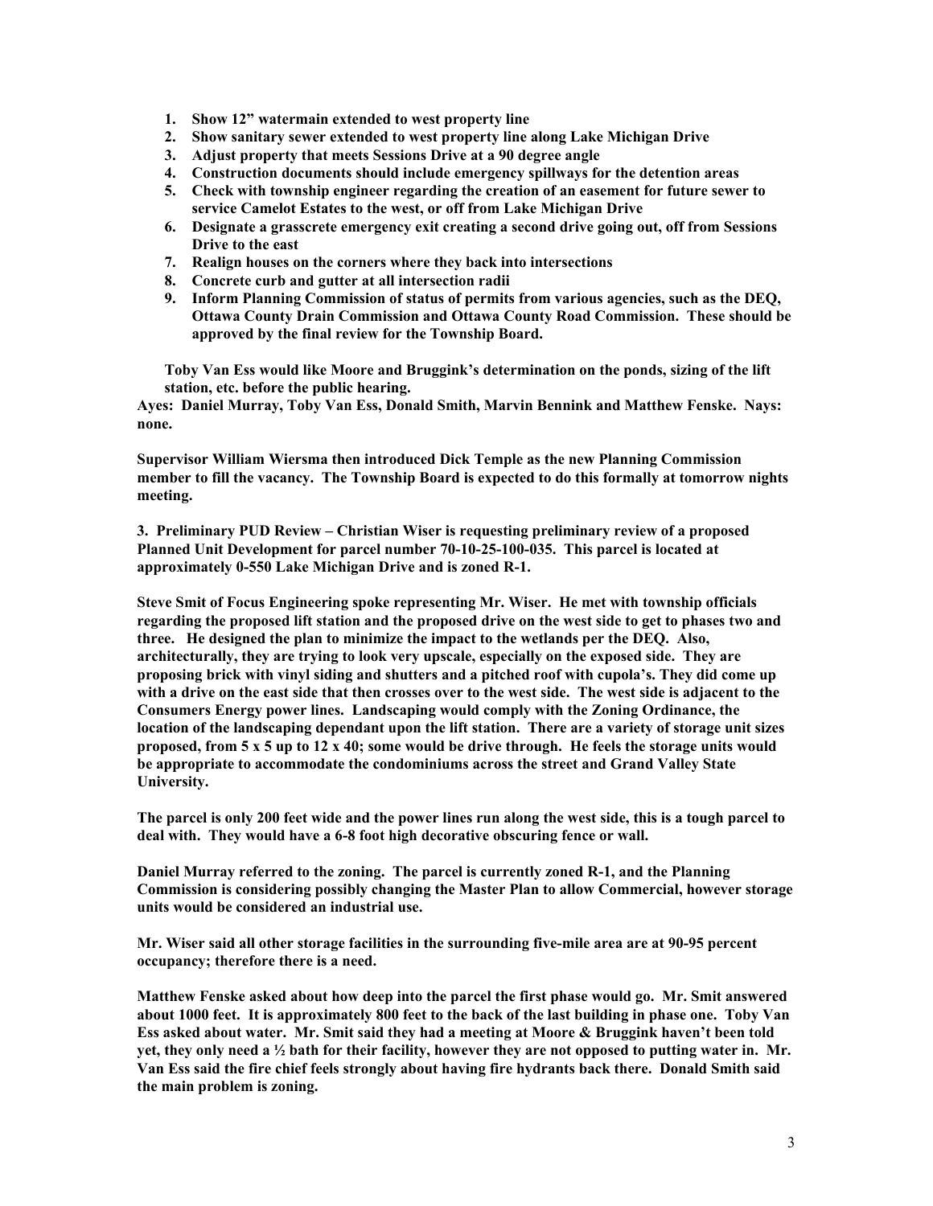1. **Show 12" watermain extended to west property line**
2. **Show sanitary sewer extended to west property line along Lake Michigan Drive**
3. **Adjust property that meets Sessions Drive at a 90 degree angle**
4. **Construction documents should include emergency spillways for the detention areas**
5. **Check with township engineer regarding the creation of an easement for future sewer to service Camelot Estates to the west, or off from Lake Michigan Drive**
6. **Designate a grasscrete emergency exit creating a second drive going out, off from Sessions Drive to the east**
7. **Realign houses on the corners where they back into intersections**
8. **Concrete curb and gutter at all intersection radii**
9. **Inform Planning Commission of status of permits from various agencies, such as the DEQ, Ottawa County Drain Commission and Ottawa County Road Commission. These should be approved by the final review for the Township Board.**

**Toby Van Ess would like Moore and Bruggink's determination on the ponds, sizing of the lift station, etc. before the public hearing.**

**Ayes: Daniel Murray, Toby Van Ess, Donald Smith, Marvin Bennink and Matthew Fenske. Nays: none.**

**Supervisor William Wiersma then introduced Dick Temple as the new Planning Commission member to fill the vacancy. The Township Board is expected to do this formally at tomorrow nights meeting.**

**3. Preliminary PUD Review – Christian Wiser is requesting preliminary review of a proposed Planned Unit Development for parcel number 70-10-25-100-035. This parcel is located at approximately 0-550 Lake Michigan Drive and is zoned R-1.**

**Steve Smit of Focus Engineering spoke representing Mr. Wiser. He met with township officials regarding the proposed lift station and the proposed drive on the west side to get to phases two and three. He designed the plan to minimize the impact to the wetlands per the DEQ. Also, architecturally, they are trying to look very upscale, especially on the exposed side. They are proposing brick with vinyl siding and shutters and a pitched roof with cupola's. They did come up with a drive on the east side that then crosses over to the west side. The west side is adjacent to the Consumers Energy power lines. Landscaping would comply with the Zoning Ordinance, the location of the landscaping dependant upon the lift station. There are a variety of storage unit sizes proposed, from 5 x 5 up to 12 x 40; some would be drive through. He feels the storage units would be appropriate to accommodate the condominiums across the street and Grand Valley State University.**

**The parcel is only 200 feet wide and the power lines run along the west side, this is a tough parcel to deal with. They would have a 6-8 foot high decorative obscuring fence or wall.**

**Daniel Murray referred to the zoning. The parcel is currently zoned R-1, and the Planning Commission is considering possibly changing the Master Plan to allow Commercial, however storage units would be considered an industrial use.**

**Mr. Wiser said all other storage facilities in the surrounding five-mile area are at 90-95 percent occupancy; therefore there is a need.**

**Matthew Fenske asked about how deep into the parcel the first phase would go. Mr. Smit answered about 1000 feet. It is approximately 800 feet to the back of the last building in phase one. Toby Van Ess asked about water. Mr. Smit said they had a meeting at Moore & Bruggink haven't been told yet, they only need a ½ bath for their facility, however they are not opposed to putting water in. Mr. Van Ess said the fire chief feels strongly about having fire hydrants back there. Donald Smith said the main problem is zoning.**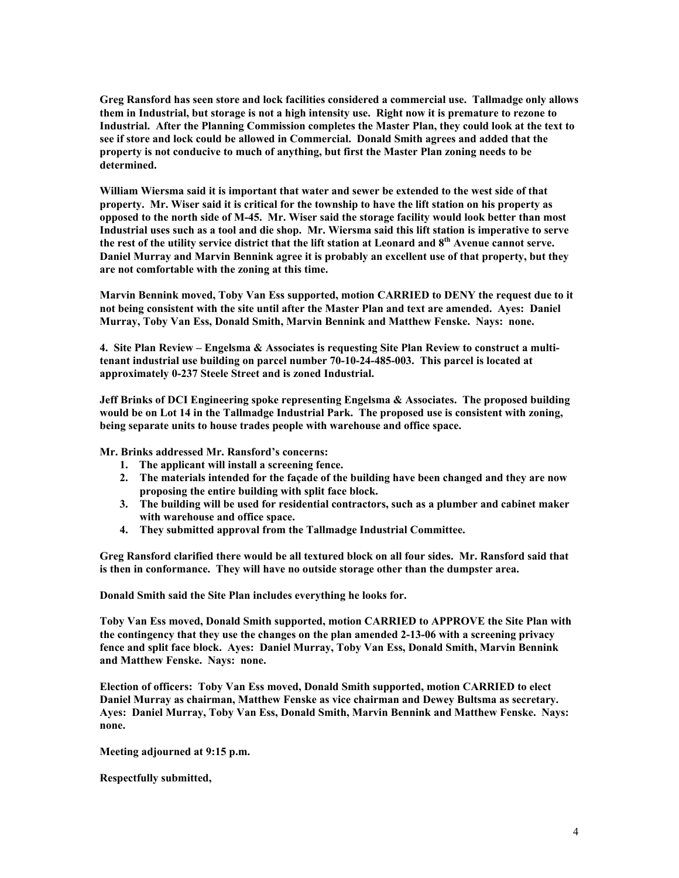**Greg Ransford has seen store and lock facilities considered a commercial use. Tallmadge only allows them in Industrial, but storage is not a high intensity use. Right now it is premature to rezone to Industrial. After the Planning Commission completes the Master Plan, they could look at the text to see if store and lock could be allowed in Commercial. Donald Smith agrees and added that the property is not conducive to much of anything, but first the Master Plan zoning needs to be determined.**

**William Wiersma said it is important that water and sewer be extended to the west side of that property. Mr. Wiser said it is critical for the township to have the lift station on his property as opposed to the north side of M-45. Mr. Wiser said the storage facility would look better than most Industrial uses such as a tool and die shop. Mr. Wiersma said this lift station is imperative to serve the rest of the utility service district that the lift station at Leonard and 8th Avenue cannot serve. Daniel Murray and Marvin Bennink agree it is probably an excellent use of that property, but they are not comfortable with the zoning at this time.**

**Marvin Bennink moved, Toby Van Ess supported, motion CARRIED to DENY the request due to it not being consistent with the site until after the Master Plan and text are amended. Ayes: Daniel Murray, Toby Van Ess, Donald Smith, Marvin Bennink and Matthew Fenske. Nays: none.**

**4. Site Plan Review – Engelsma & Associates is requesting Site Plan Review to construct a multi-tenant industrial use building on parcel number 70-10-24-485-003. This parcel is located at approximately 0-237 Steele Street and is zoned Industrial.**

**Jeff Brinks of DCI Engineering spoke representing Engelsma & Associates. The proposed building would be on Lot 14 in the Tallmadge Industrial Park. The proposed use is consistent with zoning, being separate units to house trades people with warehouse and office space.**

**Mr. Brinks addressed Mr. Ransford's concerns:**

1. **The applicant will install a screening fence.**
2. **The materials intended for the façade of the building have been changed and they are now proposing the entire building with split face block.**
3. **The building will be used for residential contractors, such as a plumber and cabinet maker with warehouse and office space.**
4. **They submitted approval from the Tallmadge Industrial Committee.**

**Greg Ransford clarified there would be all textured block on all four sides. Mr. Ransford said that is then in conformance. They will have no outside storage other than the dumpster area.**

**Donald Smith said the Site Plan includes everything he looks for.**

**Toby Van Ess moved, Donald Smith supported, motion CARRIED to APPROVE the Site Plan with the contingency that they use the changes on the plan amended 2-13-06 with a screening privacy fence and split face block. Ayes: Daniel Murray, Toby Van Ess, Donald Smith, Marvin Bennink and Matthew Fenske. Nays: none.**

**Election of officers: Toby Van Ess moved, Donald Smith supported, motion CARRIED to elect Daniel Murray as chairman, Matthew Fenske as vice chairman and Dewey Bultsma as secretary. Ayes: Daniel Murray, Toby Van Ess, Donald Smith, Marvin Bennink and Matthew Fenske. Nays: none.**

**Meeting adjourned at 9:15 p.m.**

**Respectfully submitted,**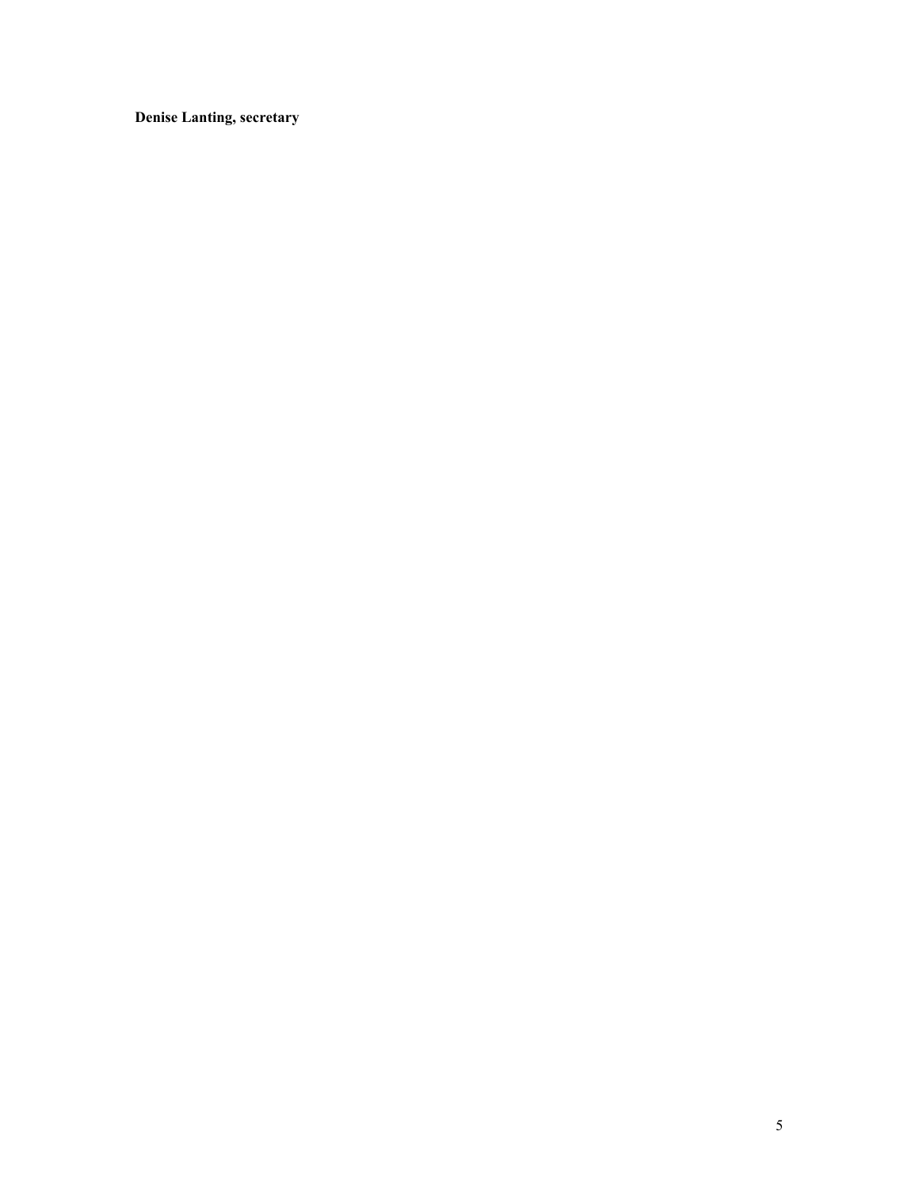**Denise Lanting, secretary**